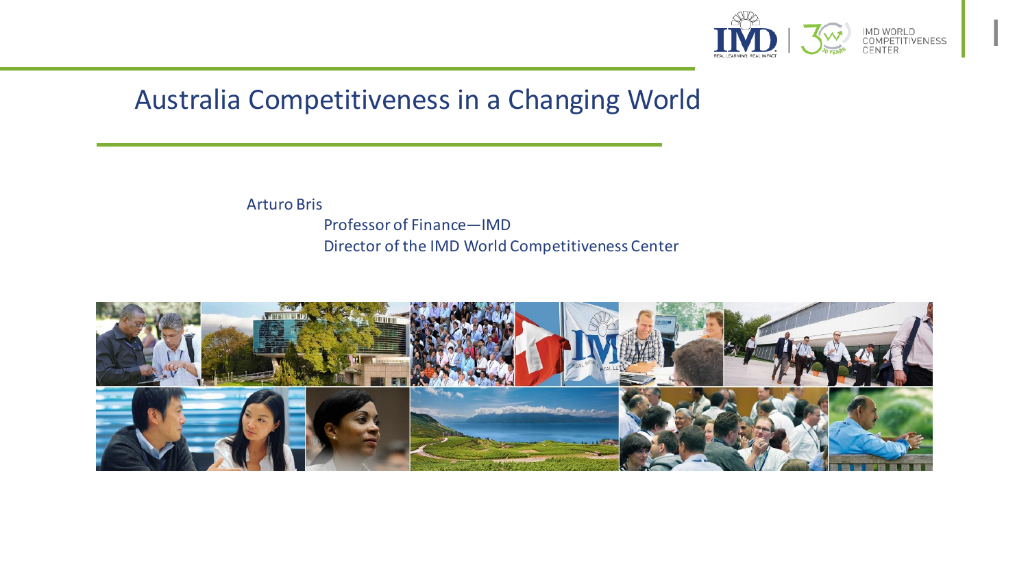# Australia Competitiveness in a Changing World

Arturo Bris

Professor of Finance—IMD

Director of the IMD World Competitiveness Center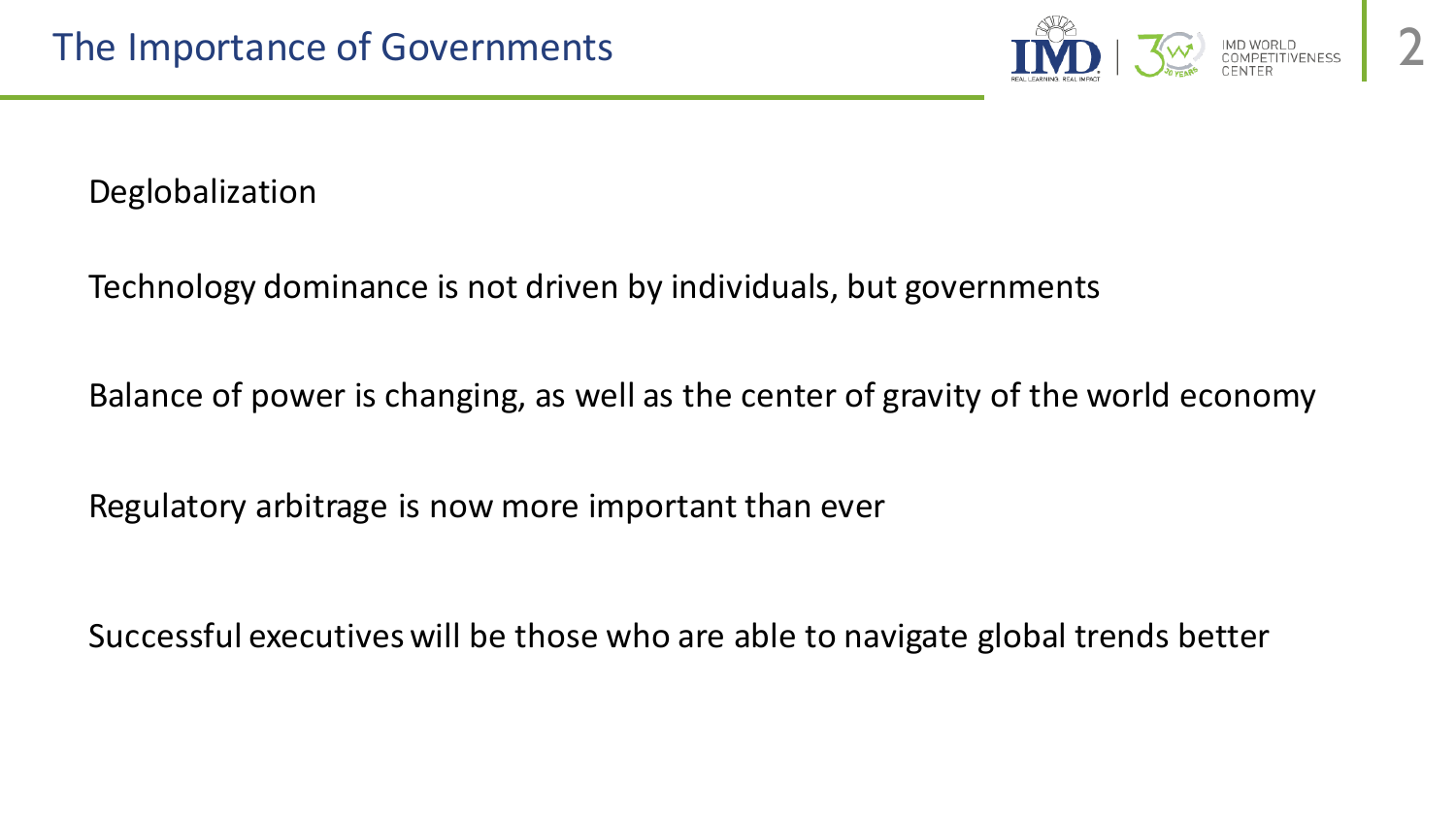# The Importance of Governments

Deglobalization

Technology dominance is not driven by individuals, but governments

Balance of power is changing, as well as the center of gravity of the world economy

Regulatory arbitrage is now more important than ever

Successful executives will be those who are able to navigate global trends better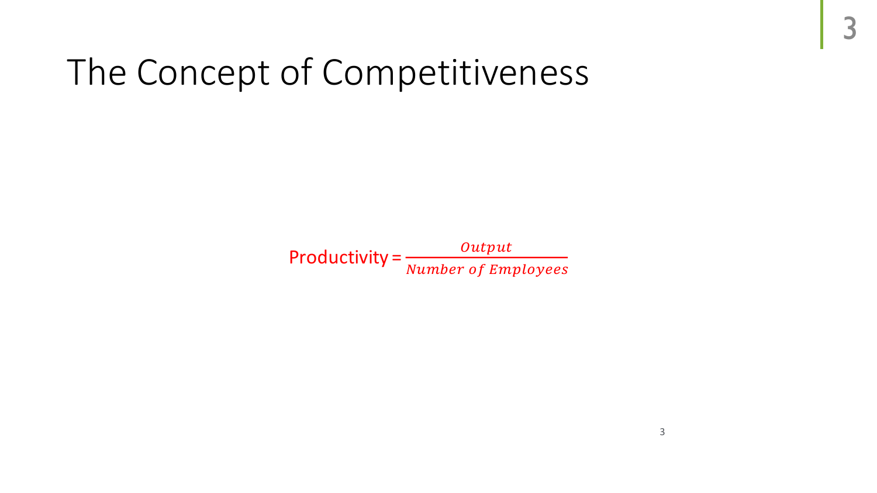# The Concept of Competitiveness

$$\text{Productivity} = \frac{Output}{Number\ of\ Employees}$$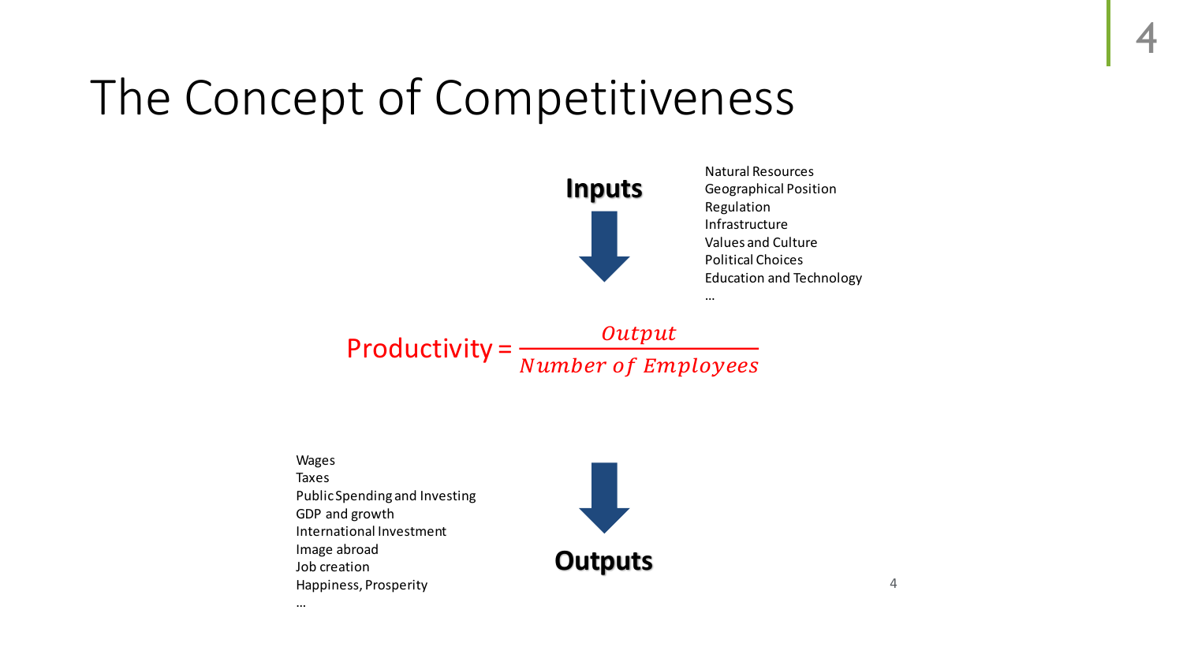# The Concept of Competitiveness

**Inputs**

- Natural Resources
- Geographical Position
- Regulation
- Infrastructure
- Values and Culture
- Political Choices
- Education and Technology
- …

$$\text{Productivity} = \frac{Output}{Number\ of\ Employees}$$

**Outputs**

- Wages
- Taxes
- Public Spending and Investing
- GDP and growth
- International Investment
- Image abroad
- Job creation
- Happiness, Prosperity
- …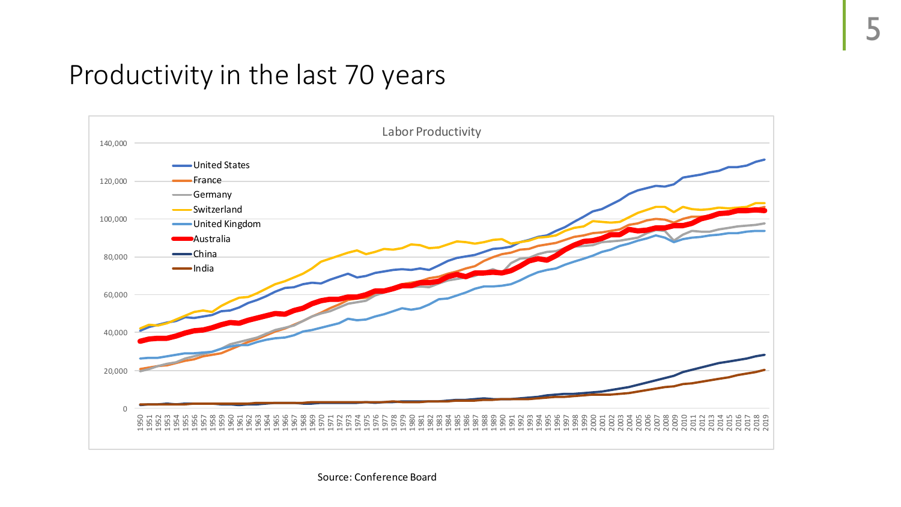# Productivity in the last 70 years

Source: Conference Board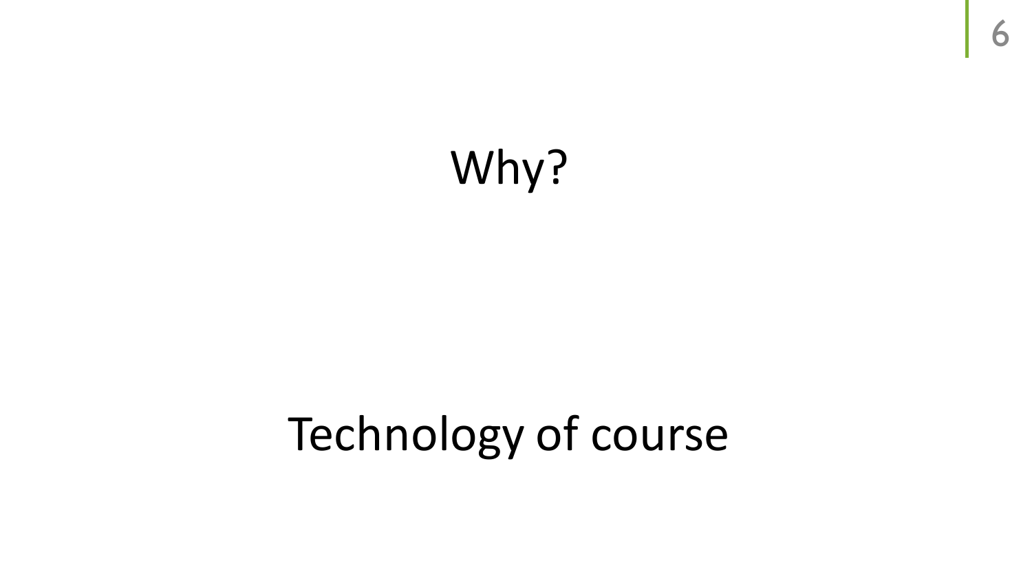# Why?

Technology of course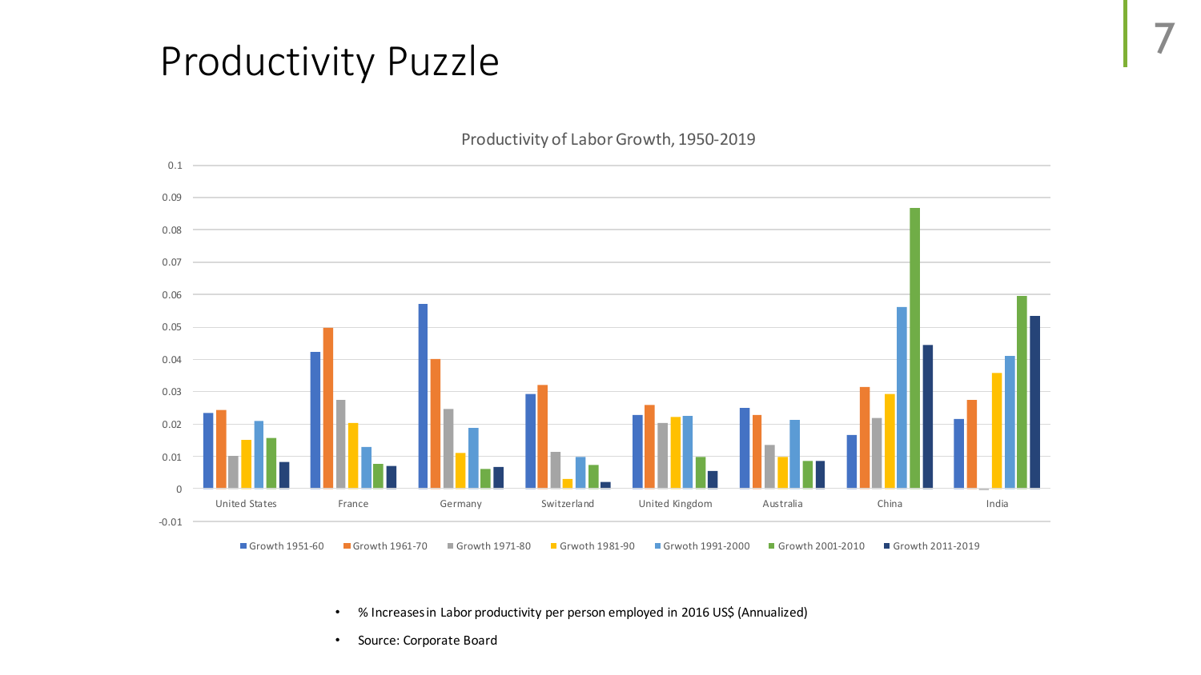# Productivity Puzzle

Productivity of Labor Growth, 1950-2019

- % Increases in Labor productivity per person employed in 2016 US$ (Annualized)
- Source: Corporate Board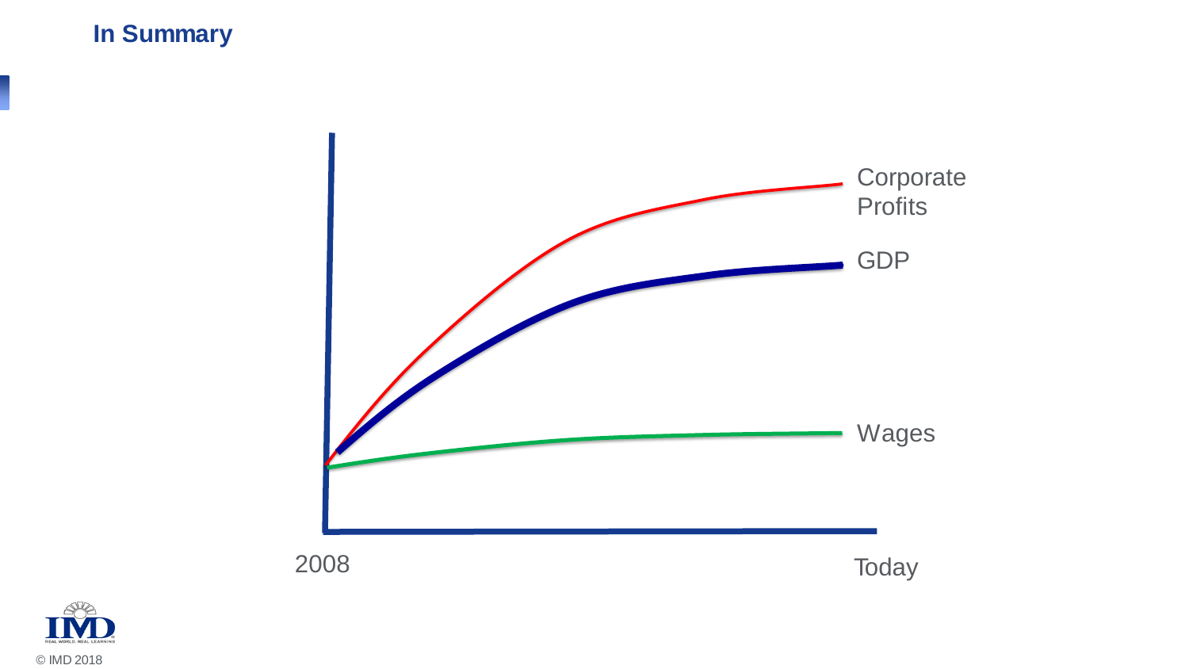## In Summary

Corporate Profits

GDP

Wages

2008

Today

© IMD 2018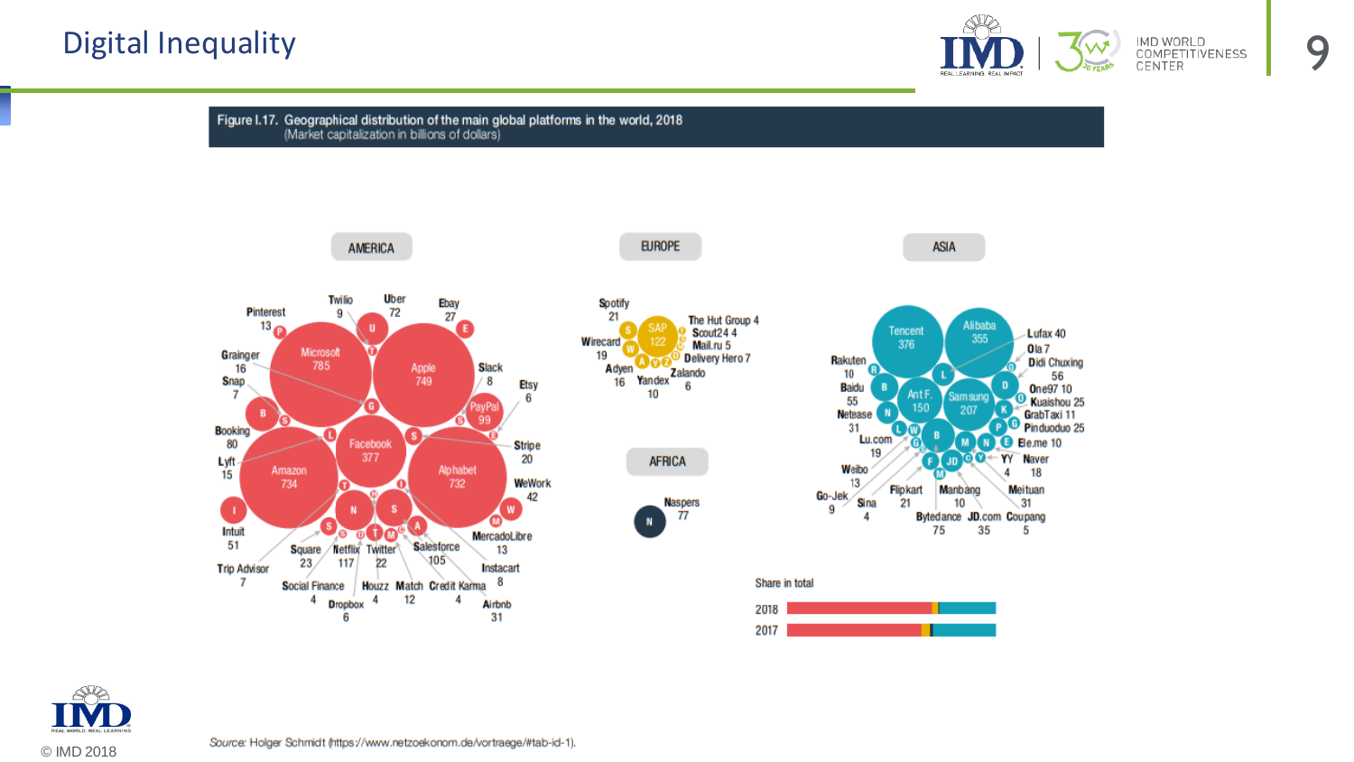# Digital Inequality

**Figure I.17. Geographical distribution of the main global platforms in the world, 2018**
(Market capitalization in billions of dollars)

**AMERICA**

Microsoft 785, Apple 749, Amazon 734, Alphabet 732, Facebook 377, Netflix 117, Salesforce 105, PayPal 99, Booking 80, Uber 72, Intuit 51, WeWork 42, Airbnb 31, Ebay 27, Square 23, Twitter 22, Stripe 20, Grainger 16, Lyft 15, Pinterest 13, MercadoLibre 13, Match 12, Twilio 9, Slack 8, Instacart 8, Snap 7, Trip Advisor 7, Etsy 6, Dropbox 6, Social Finance 4, Houzz 4, Credit Karma 4

**EUROPE**

SAP 122, Spotify 21, Wirecard 19, Adyen 16, Yandex 10, Delivery Hero 7, Zalando 6, Mail.ru 5, The Hut Group 4, Scout24 4

**AFRICA**

Naspers 77

**ASIA**

Tencent 376, Alibaba 355, Samsung 207, Ant F. 150, Bytedance 75, Didi Chuxing 56, Baidu 55, Lufax 40, JD.com 35, Netease 31, Meituan 31, Kuaishou 25, Pinduoduo 25, Flipkart 21, Lu.com 19, Naver 18, Weibo 13, GrabTaxi 11, Rakuten 10, One97 10, Manbang 10, Ele.me 10, Go-Jek 9, Ola 7, Coupang 5, Sina 4, YY 4

Share in total: 2018, 2017

*Source:* Holger Schmidt (https://www.netzoekonom.de/vortraege/#tab-id-1).

© IMD 2018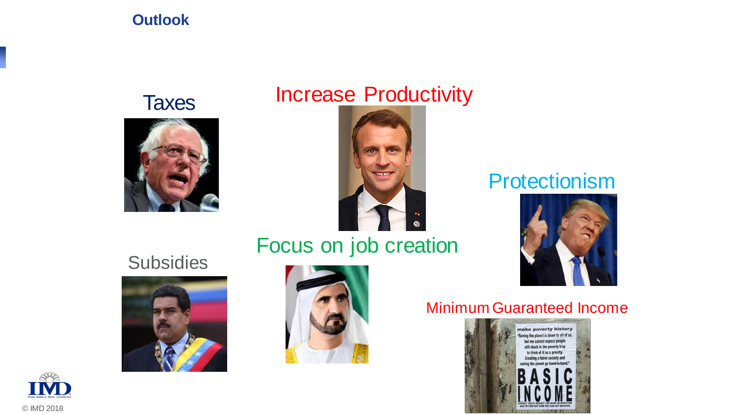## Outlook

Taxes

Increase Productivity

Protectionism

Subsidies

Focus on job creation

Minimum Guaranteed Income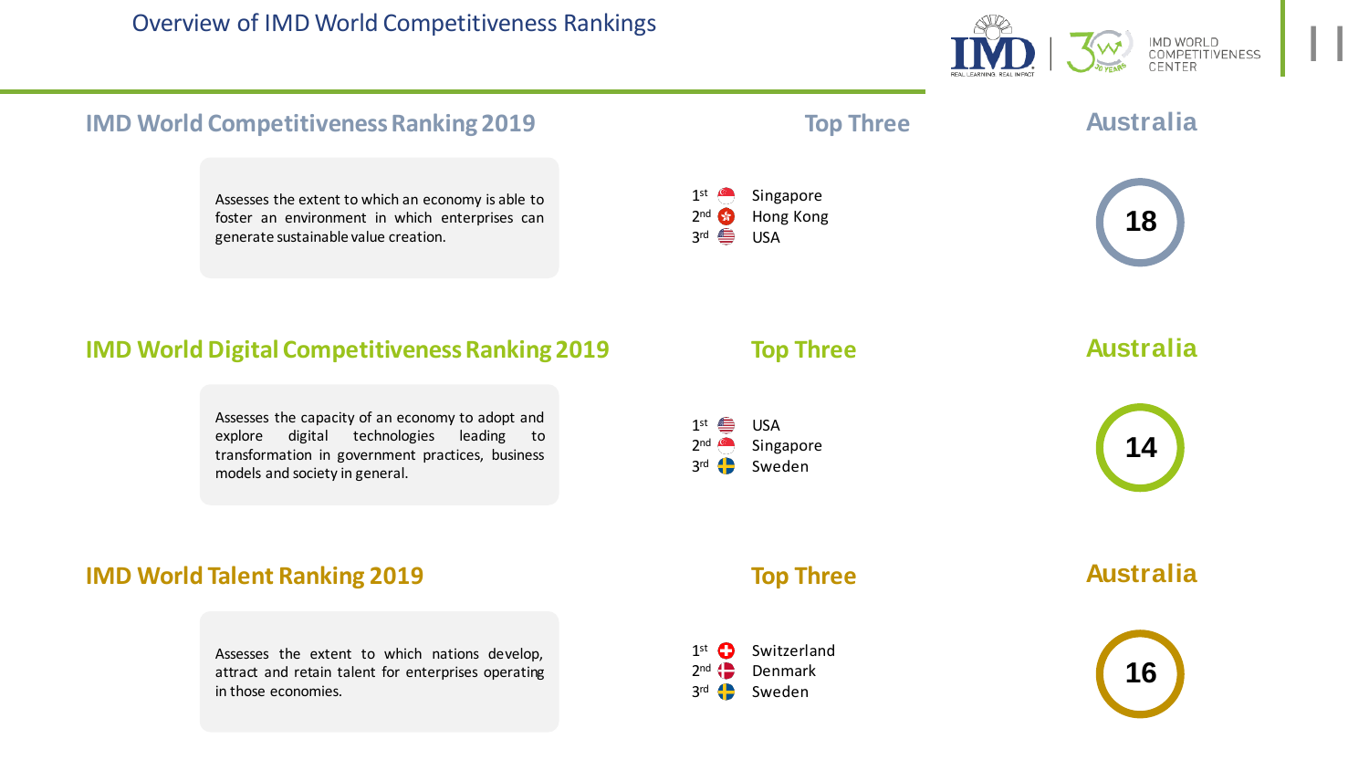# Overview of IMD World Competitiveness Rankings

## IMD World Competitiveness Ranking 2019

Assesses the extent to which an economy is able to foster an environment in which enterprises can generate sustainable value creation.

**Top Three**

1st Singapore
2nd Hong Kong
3rd USA

**Australia**

18

## IMD World Digital Competitiveness Ranking 2019

Assesses the capacity of an economy to adopt and explore digital technologies leading to transformation in government practices, business models and society in general.

**Top Three**

1st USA
2nd Singapore
3rd Sweden

**Australia**

14

## IMD World Talent Ranking 2019

Assesses the extent to which nations develop, attract and retain talent for enterprises operating in those economies.

**Top Three**

1st Switzerland
2nd Denmark
3rd Sweden

**Australia**

16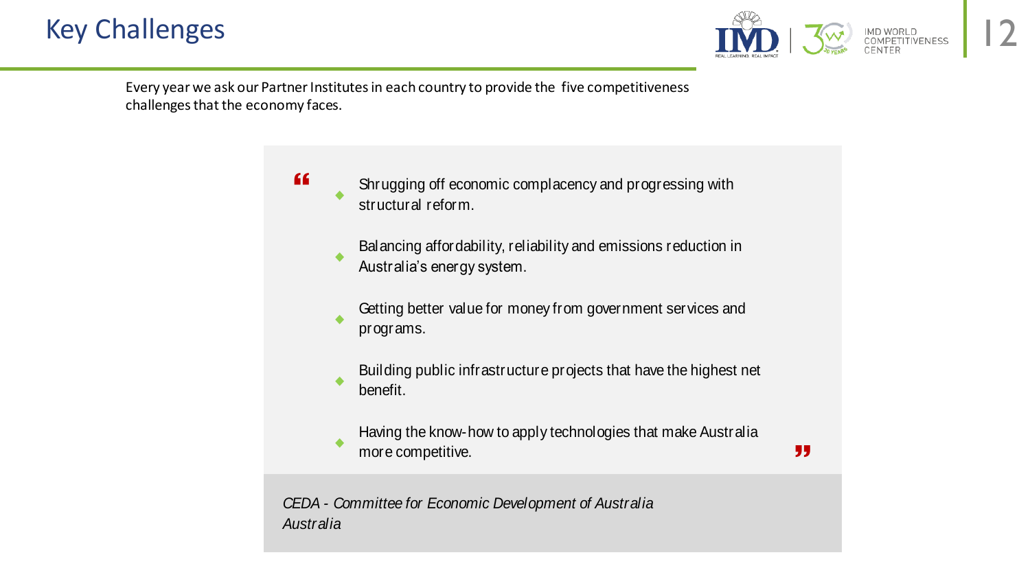# Key Challenges

Every year we ask our Partner Institutes in each country to provide the five competitiveness challenges that the economy faces.

> - Shrugging off economic complacency and progressing with structural reform.
> - Balancing affordability, reliability and emissions reduction in Australia's energy system.
> - Getting better value for money from government services and programs.
> - Building public infrastructure projects that have the highest net benefit.
> - Having the know-how to apply technologies that make Australia more competitive.

*CEDA - Committee for Economic Development of Australia*
*Australia*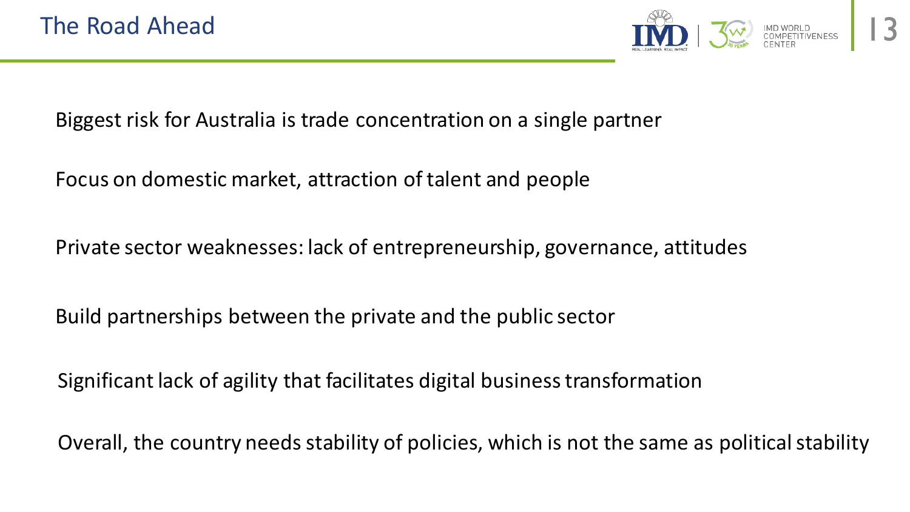# The Road Ahead

Biggest risk for Australia is trade concentration on a single partner

Focus on domestic market, attraction of talent and people

Private sector weaknesses: lack of entrepreneurship, governance, attitudes

Build partnerships between the private and the public sector

Significant lack of agility that facilitates digital business transformation

Overall, the country needs stability of policies, which is not the same as political stability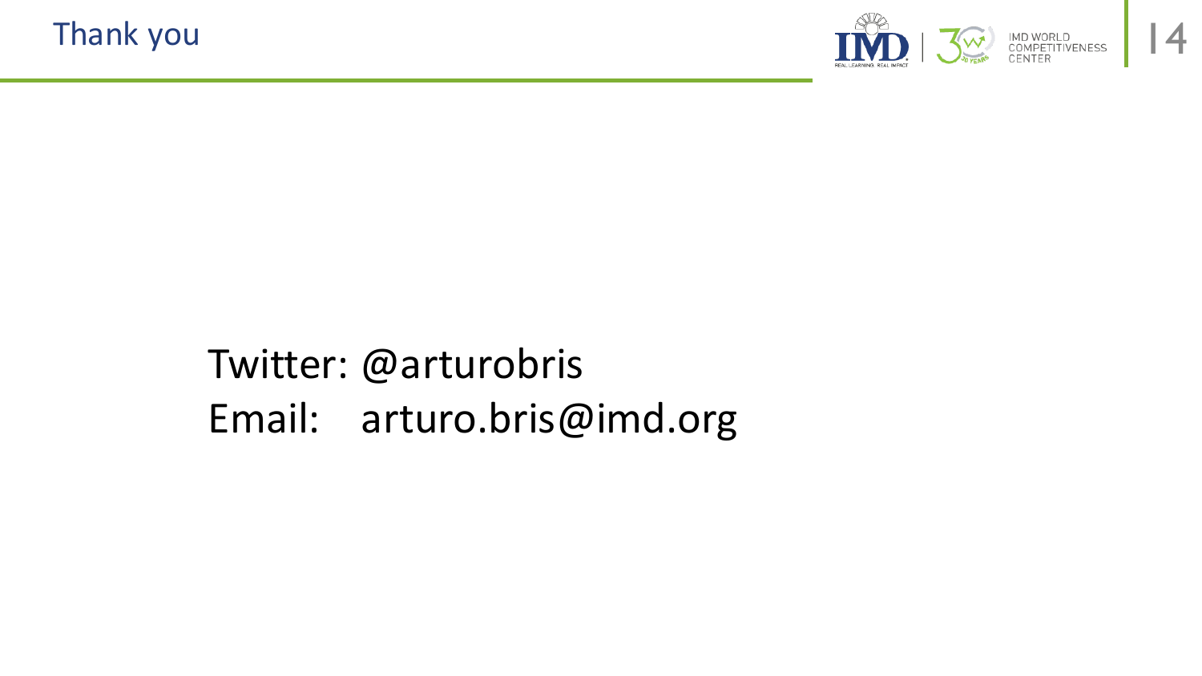# Thank you

Twitter: @arturobris
Email: arturo.bris@imd.org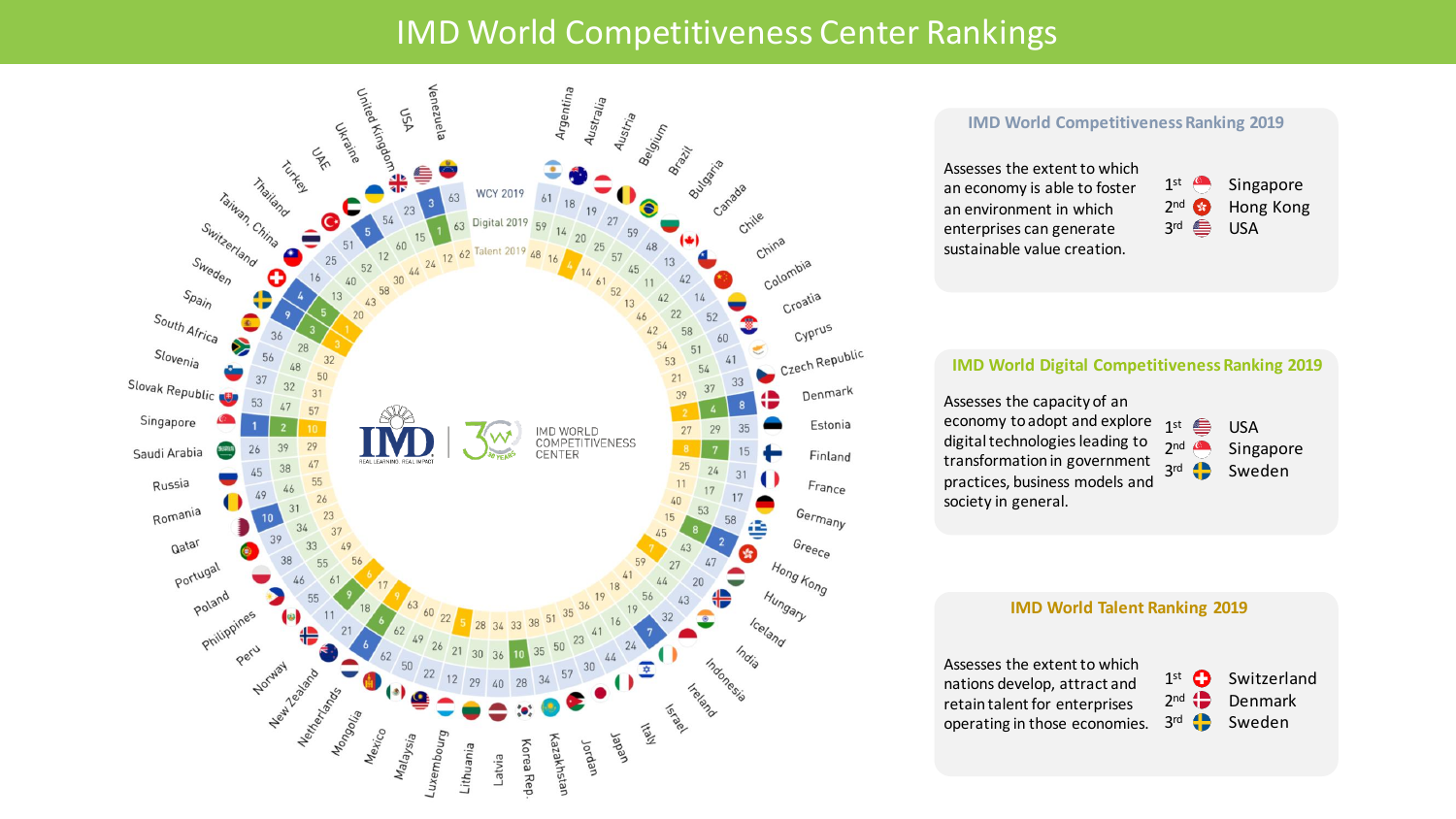# IMD World Competitiveness Center Rankings

WCY 2019

Digital 2019

Talent 2019

IMD | 30 YEARS | IMD WORLD COMPETITIVENESS CENTER

### IMD World Competitiveness Ranking 2019

Assesses the extent to which an economy is able to foster an environment in which enterprises can generate sustainable value creation.

1st Singapore
2nd Hong Kong
3rd USA

### IMD World Digital Competitiveness Ranking 2019

Assesses the capacity of an economy to adopt and explore digital technologies leading to transformation in government practices, business models and society in general.

1st USA
2nd Singapore
3rd Sweden

### IMD World Talent Ranking 2019

Assesses the extent to which nations develop, attract and retain talent for enterprises operating in those economies.

1st Switzerland
2nd Denmark
3rd Sweden